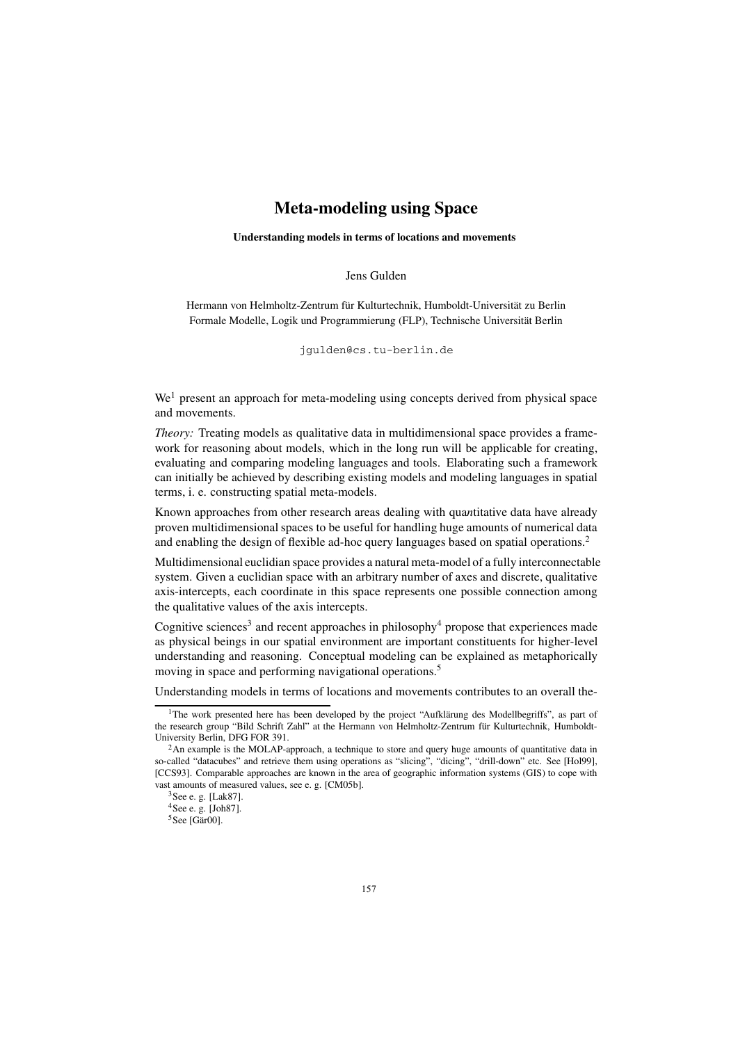# Meta-modeling using Space

**Understanding models in terms of locations and movements**

Jens Gulden

Hermann von Helmholtz-Zentrum für Kulturtechnik, Humboldt-Universität zu Berlin
Formale Modelle, Logik und Programmierung (FLP), Technische Universität Berlin

jgulden@cs.tu-berlin.de

We[1] present an approach for meta-modeling using concepts derived from physical space and movements.

*Theory:* Treating models as qualitative data in multidimensional space provides a framework for reasoning about models, which in the long run will be applicable for creating, evaluating and comparing modeling languages and tools. Elaborating such a framework can initially be achieved by describing existing models and modeling languages in spatial terms, i. e. constructing spatial meta-models.

Known approaches from other research areas dealing with qua*n*titative data have already proven multidimensional spaces to be useful for handling huge amounts of numerical data and enabling the design of flexible ad-hoc query languages based on spatial operations.[2]

Multidimensional euclidian space provides a natural meta-model of a fully interconnectable system. Given a euclidian space with an arbitrary number of axes and discrete, qualitative axis-intercepts, each coordinate in this space represents one possible connection among the qualitative values of the axis intercepts.

Cognitive sciences[3] and recent approaches in philosophy[4] propose that experiences made as physical beings in our spatial environment are important constituents for higher-level understanding and reasoning. Conceptual modeling can be explained as metaphorically moving in space and performing navigational operations.[5]

Understanding models in terms of locations and movements contributes to an overall the-

---

[1] The work presented here has been developed by the project "Aufklärung des Modellbegriffs", as part of the research group "Bild Schrift Zahl" at the Hermann von Helmholtz-Zentrum für Kulturtechnik, Humboldt-University Berlin, DFG FOR 391.

[2] An example is the MOLAP-approach, a technique to store and query huge amounts of quantitative data in so-called "datacubes" and retrieve them using operations as "slicing", "dicing", "drill-down" etc. See [Hol99], [CCS93]. Comparable approaches are known in the area of geographic information systems (GIS) to cope with vast amounts of measured values, see e. g. [CM05b].

[3] See e. g. [Lak87].

[4] See e. g. [Joh87].

[5] See [Gär00].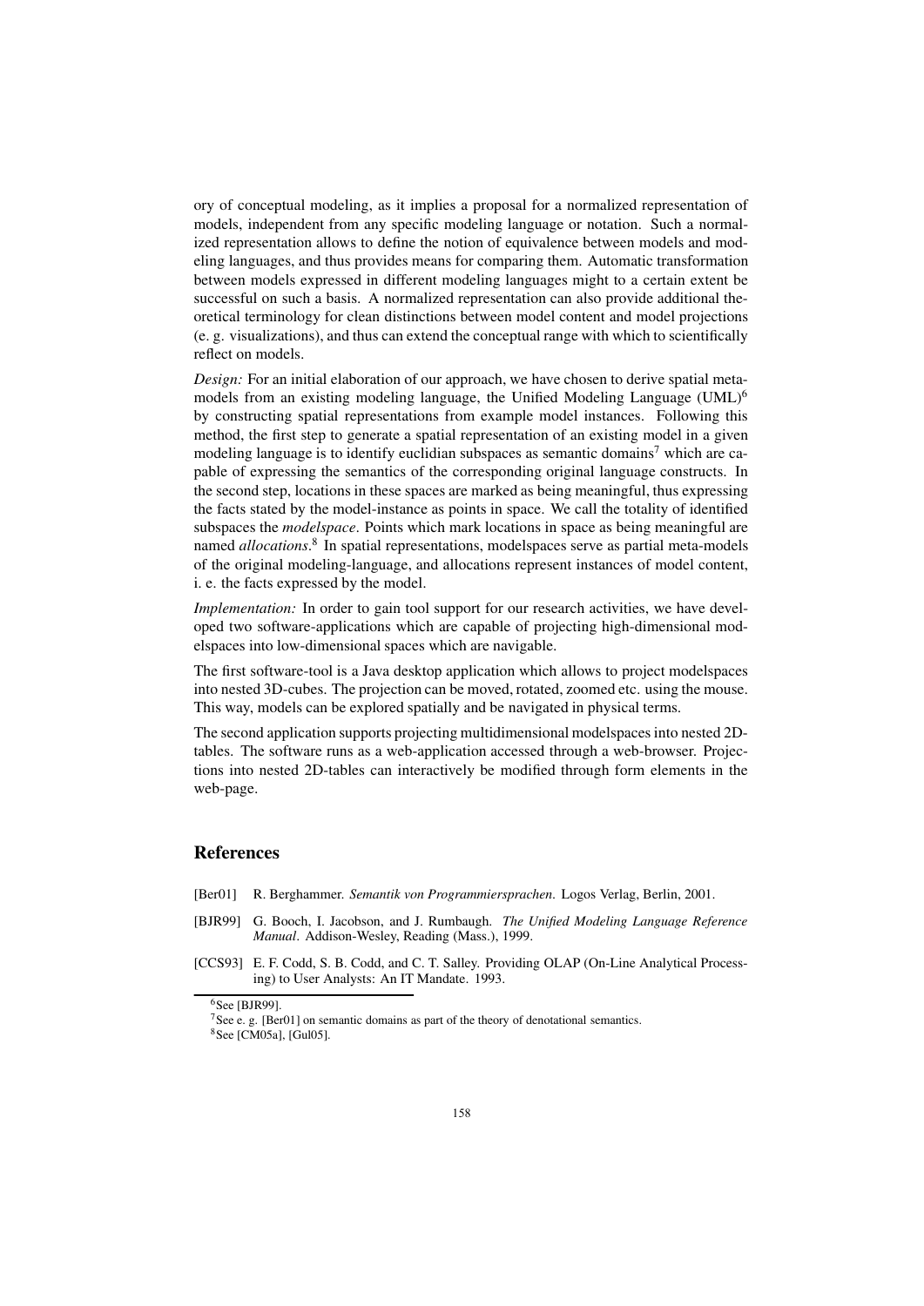ory of conceptual modeling, as it implies a proposal for a normalized representation of models, independent from any specific modeling language or notation. Such a normalized representation allows to define the notion of equivalence between models and modeling languages, and thus provides means for comparing them. Automatic transformation between models expressed in different modeling languages might to a certain extent be successful on such a basis. A normalized representation can also provide additional theoretical terminology for clean distinctions between model content and model projections (e. g. visualizations), and thus can extend the conceptual range with which to scientifically reflect on models.

*Design:* For an initial elaboration of our approach, we have chosen to derive spatial metamodels from an existing modeling language, the Unified Modeling Language (UML)[6] by constructing spatial representations from example model instances. Following this method, the first step to generate a spatial representation of an existing model in a given modeling language is to identify euclidian subspaces as semantic domains[7] which are capable of expressing the semantics of the corresponding original language constructs. In the second step, locations in these spaces are marked as being meaningful, thus expressing the facts stated by the model-instance as points in space. We call the totality of identified subspaces the *modelspace*. Points which mark locations in space as being meaningful are named *allocations*.[8] In spatial representations, modelspaces serve as partial meta-models of the original modeling-language, and allocations represent instances of model content, i. e. the facts expressed by the model.

*Implementation:* In order to gain tool support for our research activities, we have developed two software-applications which are capable of projecting high-dimensional modelspaces into low-dimensional spaces which are navigable.

The first software-tool is a Java desktop application which allows to project modelspaces into nested 3D-cubes. The projection can be moved, rotated, zoomed etc. using the mouse. This way, models can be explored spatially and be navigated in physical terms.

The second application supports projecting multidimensional modelspaces into nested 2D-tables. The software runs as a web-application accessed through a web-browser. Projections into nested 2D-tables can interactively be modified through form elements in the web-page.

## References

[Ber01] R. Berghammer. *Semantik von Programmiersprachen*. Logos Verlag, Berlin, 2001.

[BJR99] G. Booch, I. Jacobson, and J. Rumbaugh. *The Unified Modeling Language Reference Manual*. Addison-Wesley, Reading (Mass.), 1999.

[CCS93] E. F. Codd, S. B. Codd, and C. T. Salley. Providing OLAP (On-Line Analytical Processing) to User Analysts: An IT Mandate. 1993.

---

[6] See [BJR99].

[7] See e. g. [Ber01] on semantic domains as part of the theory of denotational semantics.

[8] See [CM05a], [Gul05].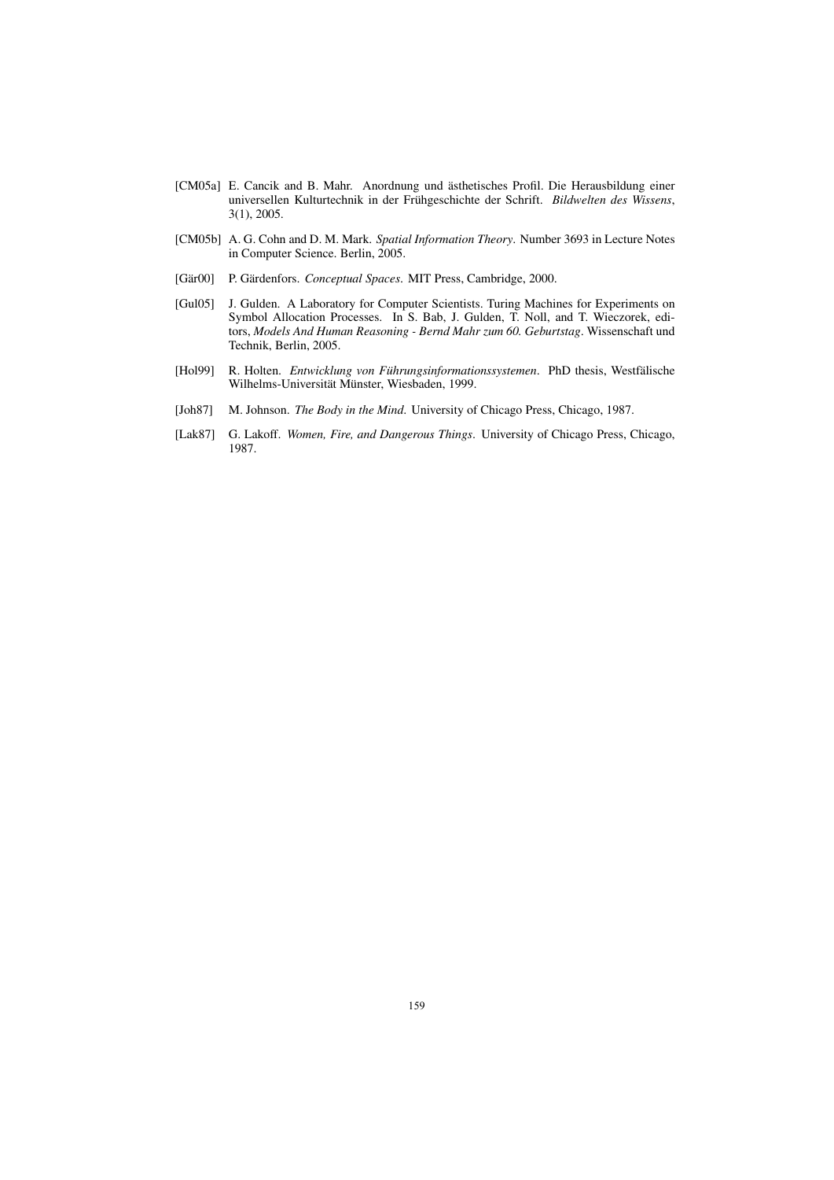[CM05a] E. Cancik and B. Mahr. Anordnung und ästhetisches Profil. Die Herausbildung einer universellen Kulturtechnik in der Frühgeschichte der Schrift. *Bildwelten des Wissens*, 3(1), 2005.

[CM05b] A. G. Cohn and D. M. Mark. *Spatial Information Theory*. Number 3693 in Lecture Notes in Computer Science. Berlin, 2005.

[Gär00] P. Gärdenfors. *Conceptual Spaces*. MIT Press, Cambridge, 2000.

[Gul05] J. Gulden. A Laboratory for Computer Scientists. Turing Machines for Experiments on Symbol Allocation Processes. In S. Bab, J. Gulden, T. Noll, and T. Wieczorek, editors, *Models And Human Reasoning - Bernd Mahr zum 60. Geburtstag*. Wissenschaft und Technik, Berlin, 2005.

[Hol99] R. Holten. *Entwicklung von Führungsinformationssystemen*. PhD thesis, Westfälische Wilhelms-Universität Münster, Wiesbaden, 1999.

[Joh87] M. Johnson. *The Body in the Mind*. University of Chicago Press, Chicago, 1987.

[Lak87] G. Lakoff. *Women, Fire, and Dangerous Things*. University of Chicago Press, Chicago, 1987.